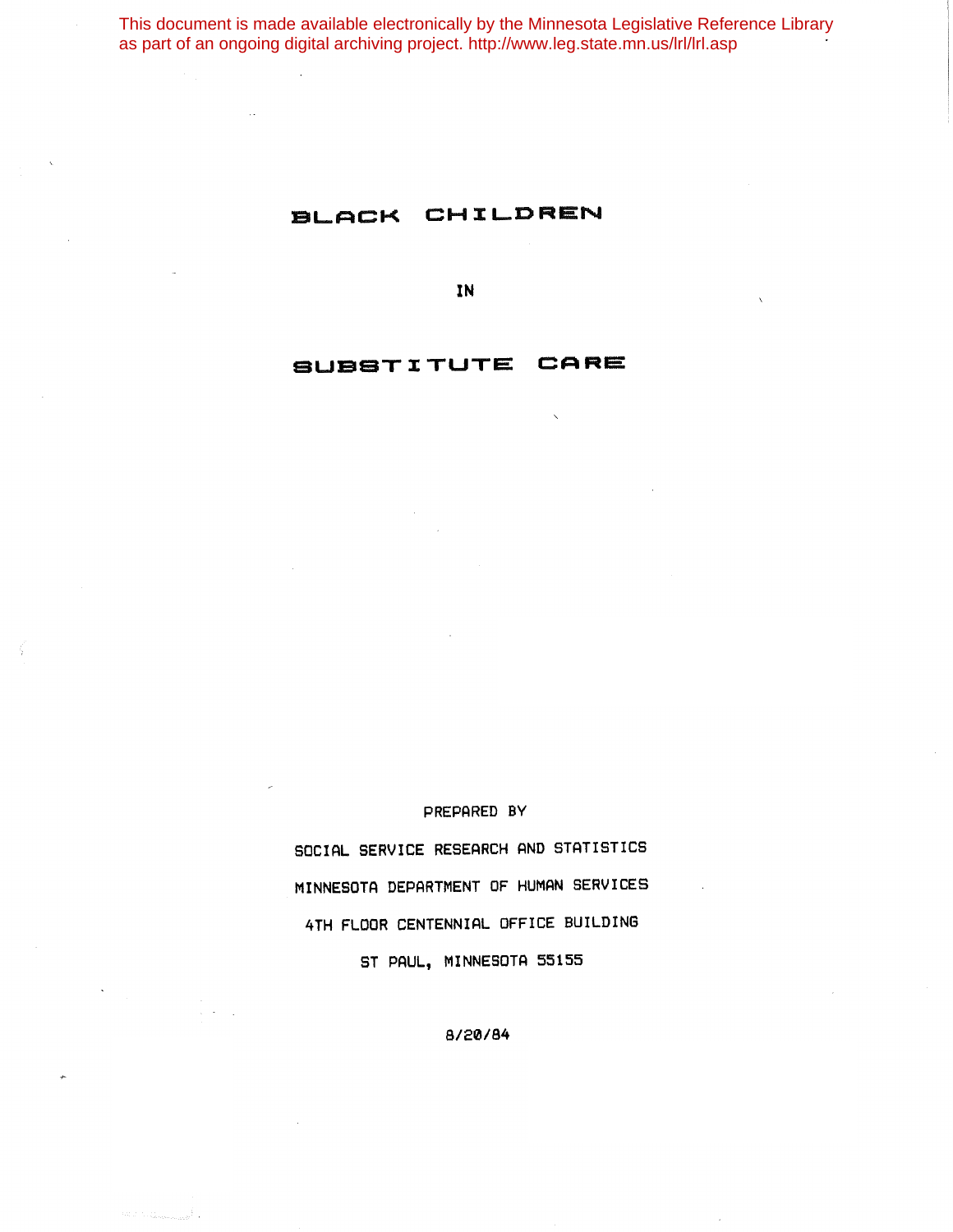This document is made available electronically by the Minnesota Legislative Reference Library as part of an ongoing digital archiving project. http://www.leg.state.mn.us/lrl/lrl.asp

# BLACK CHILDREN

# IN

# SUBSTITUTE CARE

PREPARED BY

SOCIAL SERVICE RESEARCH AND STATISTICS

MINNESOTA DEPARTMENT OF HUMAN SERVICES

4TH FLOOR CENTENNIAL OFFICE BUILDING

ST PAUL, MINNESOTA 55155

8/20/84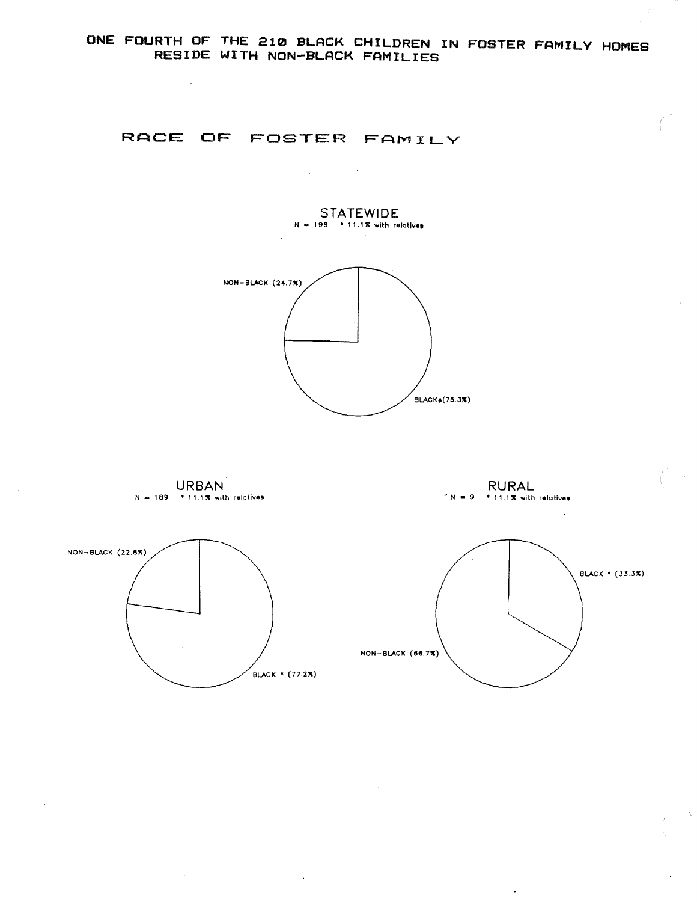# ONE FOURTH OF THE 210 BLACK CHILDREN IN FOSTER FAMILY HOMES RESIDE WITH NON-BLACK FAMILIES

## RACE OF FOSTER FAMILY

### STATEWIDE

N = 198 * 11.1% with relatives

NON-BLACK (24.7%)

BLACK*(75.3%)

### URBAN

N = 189 * 11.1% with relatives

NON-BLACK (22.8%)

BLACK * (77.2%)

### RURAL

N = 9 * 11.1% with relatives

BLACK * (33.3%)

NON-BLACK (66.7%)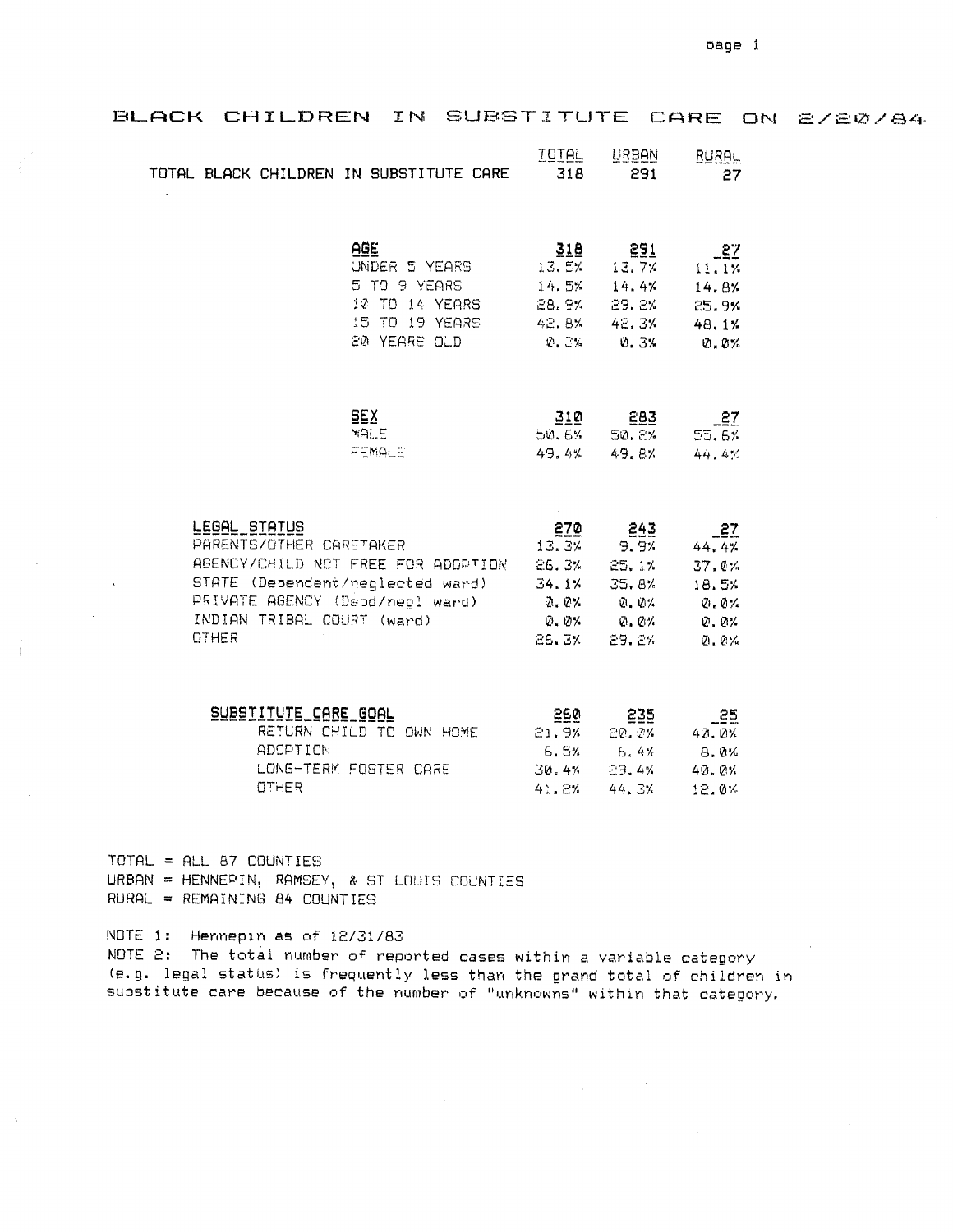# BLACK CHILDREN IN SUBSTITUTE CARE ON 2/20/84

| | TOTAL | URBAN | RURAL |
|---|---|---|---|
| TOTAL BLACK CHILDREN IN SUBSTITUTE CARE | 318 | 291 | 27 |
| | | | |
| **AGE** | **318** | **291** | **27** |
| UNDER 5 YEARS | 13.5% | 13.7% | 11.1% |
| 5 TO 9 YEARS | 14.5% | 14.4% | 14.8% |
| 10 TO 14 YEARS | 28.9% | 29.2% | 25.9% |
| 15 TO 19 YEARS | 42.8% | 42.3% | 48.1% |
| 20 YEARS OLD | 0.3% | 0.3% | 0.0% |
| | | | |
| **SEX** | **310** | **283** | **27** |
| MALE | 50.6% | 50.2% | 55.6% |
| FEMALE | 49.4% | 49.8% | 44.4% |
| | | | |
| **LEGAL STATUS** | **270** | **243** | **27** |
| PARENTS/OTHER CARETAKER | 13.3% | 9.9% | 44.4% |
| AGENCY/CHILD NOT FREE FOR ADOPTION | 26.3% | 25.1% | 37.0% |
| STATE (Dependent/neglected ward) | 34.1% | 35.8% | 18.5% |
| PRIVATE AGENCY (Depd/negl ward) | 0.0% | 0.0% | 0.0% |
| INDIAN TRIBAL COURT (ward) | 0.0% | 0.0% | 0.0% |
| OTHER | 26.3% | 29.2% | 0.0% |
| | | | |
| **SUBSTITUTE CARE GOAL** | **260** | **235** | **25** |
| RETURN CHILD TO OWN HOME | 21.9% | 20.0% | 40.0% |
| ADOPTION | 6.5% | 6.4% | 8.0% |
| LONG-TERM FOSTER CARE | 30.4% | 29.4% | 40.0% |
| OTHER | 41.2% | 44.3% | 12.0% |

TOTAL = ALL 87 COUNTIES
URBAN = HENNEPIN, RAMSEY, & ST LOUIS COUNTIES
RURAL = REMAINING 84 COUNTIES

NOTE 1: Hennepin as of 12/31/83
NOTE 2: The total number of reported cases within a variable category (e.g. legal status) is frequently less than the grand total of children in substitute care because of the number of "unknowns" within that category.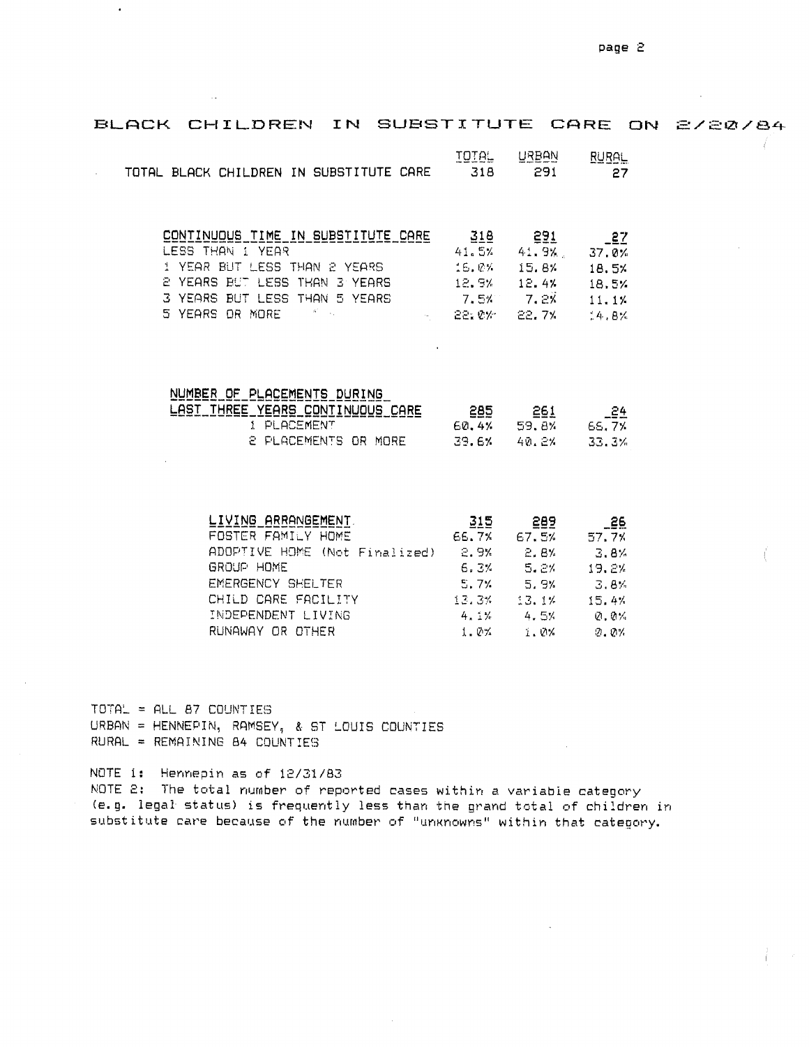## BLACK CHILDREN IN SUBSTITUTE CARE ON 2/20/84

| | TOTAL | URBAN | RURAL |
|---|---|---|---|
| TOTAL BLACK CHILDREN IN SUBSTITUTE CARE | 318 | 291 | 27 |

| CONTINUOUS TIME IN SUBSTITUTE CARE | 318 | 291 | 27 |
|---|---|---|---|
| LESS THAN 1 YEAR | 41.5% | 41.9% | 37.0% |
| 1 YEAR BUT LESS THAN 2 YEARS | 16.0% | 15.8% | 18.5% |
| 2 YEARS BUT LESS THAN 3 YEARS | 12.9% | 12.4% | 18.5% |
| 3 YEARS BUT LESS THAN 5 YEARS | 7.5% | 7.2% | 11.1% |
| 5 YEARS OR MORE | 22.0% | 22.7% | 14.8% |

| NUMBER OF PLACEMENTS DURING LAST THREE YEARS CONTINUOUS CARE | 285 | 261 | 24 |
|---|---|---|---|
| 1 PLACEMENT | 60.4% | 59.8% | 66.7% |
| 2 PLACEMENTS OR MORE | 39.6% | 40.2% | 33.3% |

| LIVING ARRANGEMENT | 315 | 289 | 26 |
|---|---|---|---|
| FOSTER FAMILY HOME | 66.7% | 67.5% | 57.7% |
| ADOPTIVE HOME (Not Finalized) | 2.9% | 2.8% | 3.8% |
| GROUP HOME | 6.3% | 5.2% | 19.2% |
| EMERGENCY SHELTER | 5.7% | 5.9% | 3.8% |
| CHILD CARE FACILITY | 13.3% | 13.1% | 15.4% |
| INDEPENDENT LIVING | 4.1% | 4.5% | 0.0% |
| RUNAWAY OR OTHER | 1.0% | 1.0% | 0.0% |

TOTAL = ALL 87 COUNTIES
URBAN = HENNEPIN, RAMSEY, & ST LOUIS COUNTIES
RURAL = REMAINING 84 COUNTIES

NOTE 1: Hennepin as of 12/31/83
NOTE 2: The total number of reported cases within a variable category (e.g. legal status) is frequently less than the grand total of children in substitute care because of the number of "unknowns" within that category.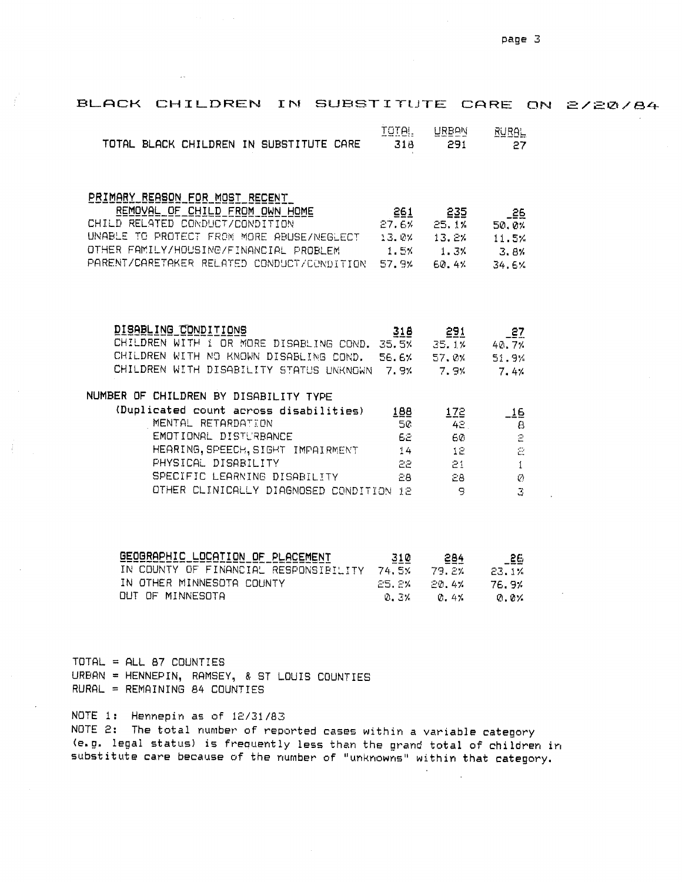# BLACK CHILDREN IN SUBSTITUTE CARE ON 2/20/84

| | TOTAL | URBAN | RURAL |
|---|---|---|---|
| TOTAL BLACK CHILDREN IN SUBSTITUTE CARE | 318 | 291 | 27 |

| PRIMARY REASON FOR MOST RECENT REMOVAL OF CHILD FROM OWN HOME | 261 | 235 | 26 |
|---|---|---|---|
| CHILD RELATED CONDUCT/CONDITION | 27.6% | 25.1% | 50.0% |
| UNABLE TO PROTECT FROM MORE ABUSE/NEGLECT | 13.0% | 13.2% | 11.5% |
| OTHER FAMILY/HOUSING/FINANCIAL PROBLEM | 1.5% | 1.3% | 3.8% |
| PARENT/CARETAKER RELATED CONDUCT/CONDITION | 57.9% | 60.4% | 34.6% |

| DISABLING CONDITIONS | 318 | 291 | 27 |
|---|---|---|---|
| CHILDREN WITH 1 OR MORE DISABLING COND. | 35.5% | 35.1% | 40.7% |
| CHILDREN WITH NO KNOWN DISABLING COND. | 56.6% | 57.0% | 51.9% |
| CHILDREN WITH DISABILITY STATUS UNKNOWN | 7.9% | 7.9% | 7.4% |

| NUMBER OF CHILDREN BY DISABILITY TYPE (Duplicated count across disabilities) | 188 | 172 | 16 |
|---|---|---|---|
| MENTAL RETARDATION | 50 | 42 | 8 |
| EMOTIONAL DISTURBANCE | 62 | 60 | 2 |
| HEARING, SPEECH, SIGHT IMPAIRMENT | 14 | 12 | 2 |
| PHYSICAL DISABILITY | 22 | 21 | 1 |
| SPECIFIC LEARNING DISABILITY | 28 | 28 | 0 |
| OTHER CLINICALLY DIAGNOSED CONDITION | 12 | 9 | 3 |

| GEOGRAPHIC LOCATION OF PLACEMENT | 310 | 284 | 26 |
|---|---|---|---|
| IN COUNTY OF FINANCIAL RESPONSIBILITY | 74.5% | 79.2% | 23.1% |
| IN OTHER MINNESOTA COUNTY | 25.2% | 20.4% | 76.9% |
| OUT OF MINNESOTA | 0.3% | 0.4% | 0.0% |

TOTAL = ALL 87 COUNTIES
URBAN = HENNEPIN, RAMSEY, & ST LOUIS COUNTIES
RURAL = REMAINING 84 COUNTIES

NOTE 1: Hennepin as of 12/31/83
NOTE 2: The total number of reported cases within a variable category (e.g. legal status) is frequently less than the grand total of children in substitute care because of the number of "unknowns" within that category.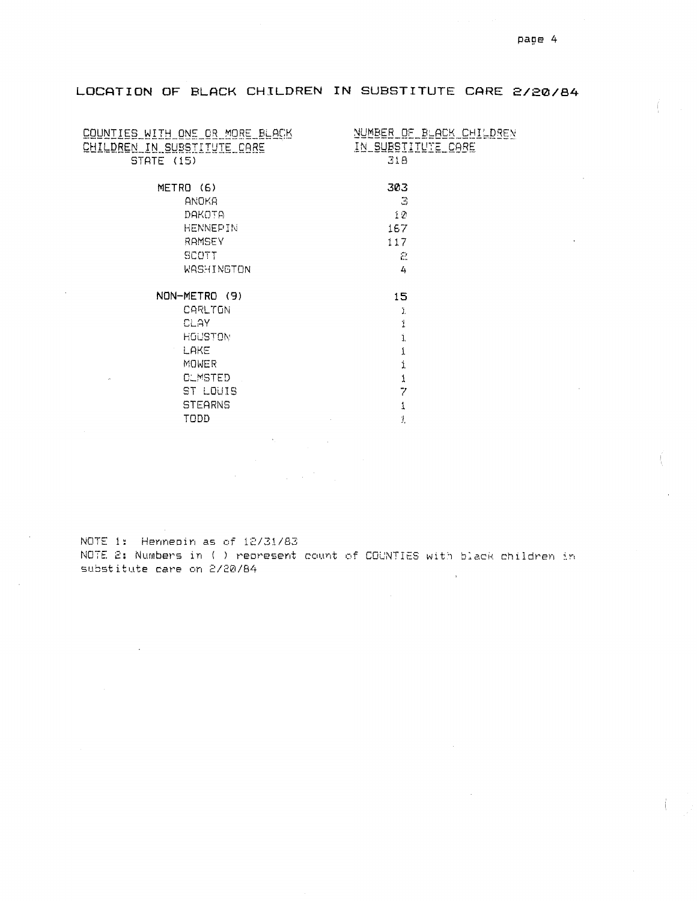## LOCATION OF BLACK CHILDREN IN SUBSTITUTE CARE 2/20/84

| COUNTIES WITH ONE OR MORE BLACK CHILDREN IN SUBSTITUTE CARE | NUMBER OF BLACK CHILDREN IN SUBSTITUTE CARE |
|---|---|
| STATE (15) | 318 |
| METRO (6) | 303 |
| ANOKA | 3 |
| DAKOTA | 10 |
| HENNEPIN | 167 |
| RAMSEY | 117 |
| SCOTT | 2 |
| WASHINGTON | 4 |
| NON-METRO (9) | 15 |
| CARLTON | 1 |
| CLAY | 1 |
| HOUSTON | 1 |
| LAKE | 1 |
| MOWER | 1 |
| OLMSTED | 1 |
| ST LOUIS | 7 |
| STEARNS | 1 |
| TODD | 1 |

NOTE 1: Hennepin as of 12/31/83
NOTE 2: Numbers in ( ) represent count of COUNTIES with black children in substitute care on 2/20/84